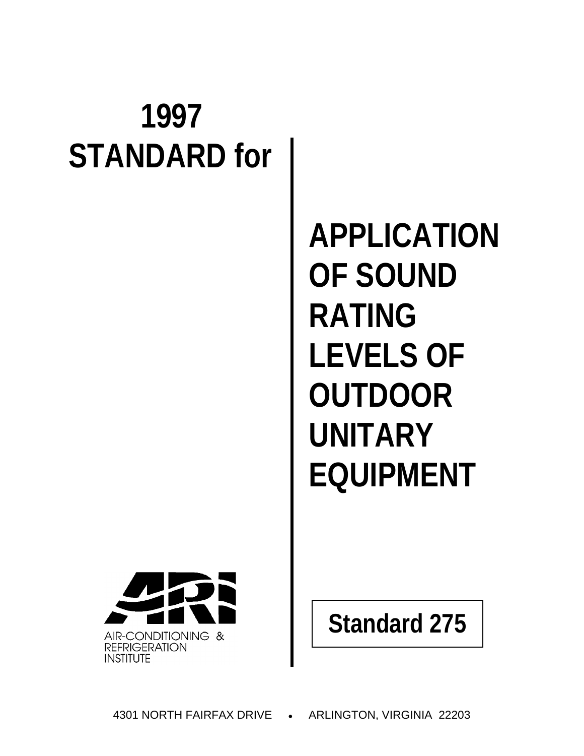# 1997 STANDARD for

# APPLICATION OF SOUND RATING LEVELS OF OUTDOOR UNITARY EQUIPMENT

AIR-CONDITIONING & REFRIGERATION INSTITUTE

**Standard 275**

4301 NORTH FAIRFAX DRIVE • ARLINGTON, VIRGINIA 22203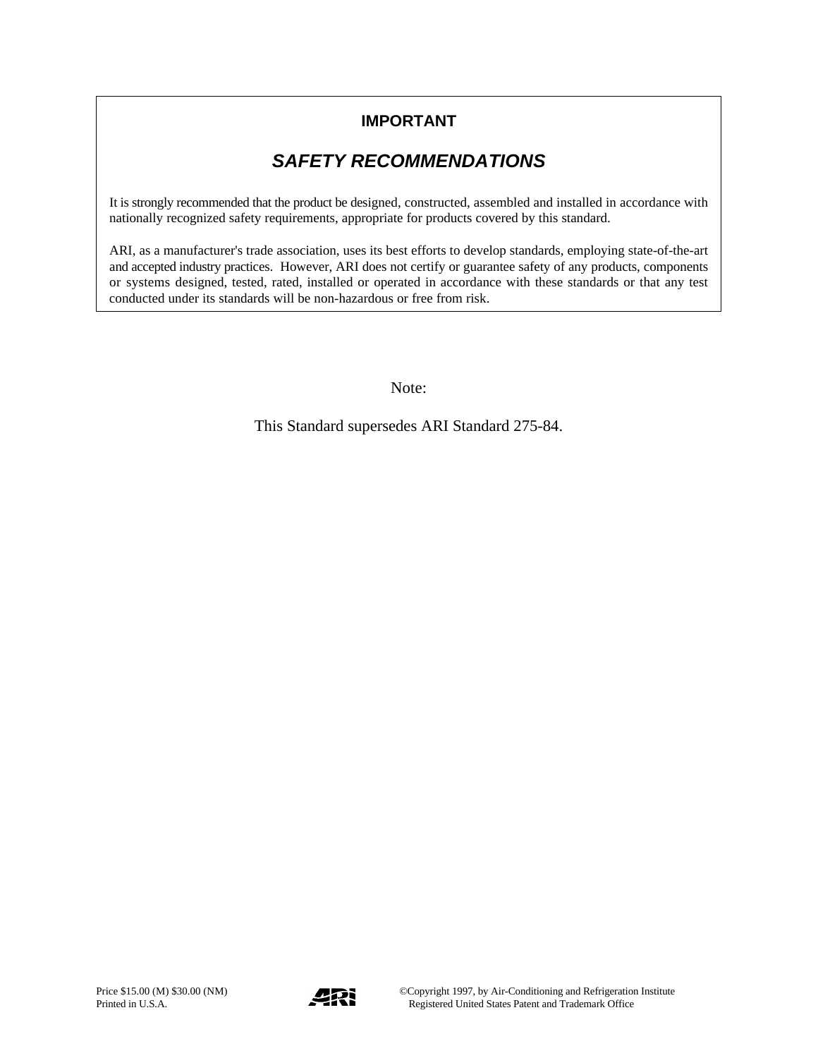**IMPORTANT**

***SAFETY RECOMMENDATIONS***

It is strongly recommended that the product be designed, constructed, assembled and installed in accordance with nationally recognized safety requirements, appropriate for products covered by this standard.

ARI, as a manufacturer's trade association, uses its best efforts to develop standards, employing state-of-the-art and accepted industry practices. However, ARI does not certify or guarantee safety of any products, components or systems designed, tested, rated, installed or operated in accordance with these standards or that any test conducted under its standards will be non-hazardous or free from risk.

Note:

This Standard supersedes ARI Standard 275-84.

Price $15.00 (M) $30.00 (NM)
Printed in U.S.A.

©Copyright 1997, by Air-Conditioning and Refrigeration Institute
Registered United States Patent and Trademark Office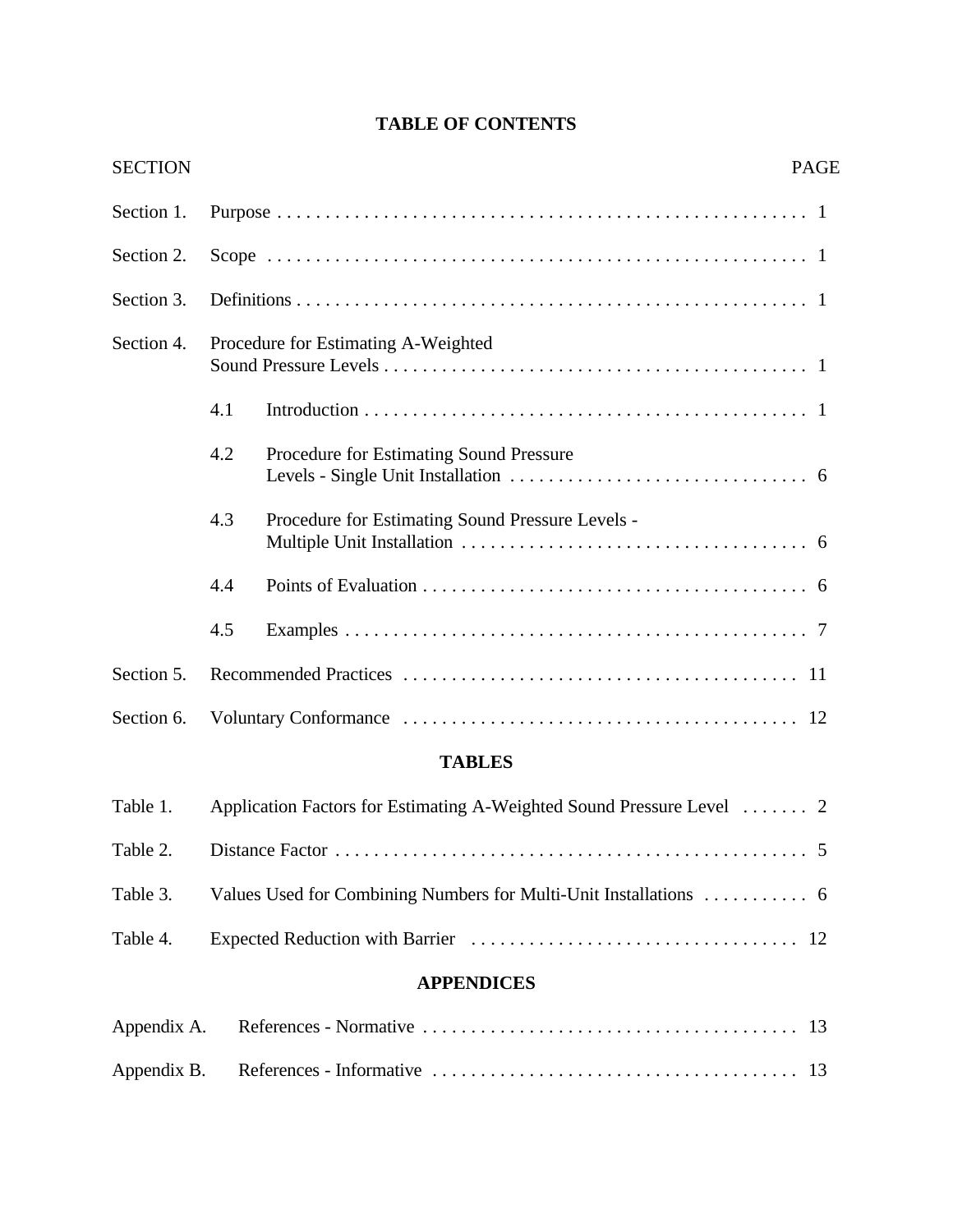# TABLE OF CONTENTS

| SECTION | | PAGE |
|---|---|---|
| Section 1. | Purpose | 1 |
| Section 2. | Scope | 1 |
| Section 3. | Definitions | 1 |
| Section 4. | Procedure for Estimating A-Weighted Sound Pressure Levels | 1 |
| | 4.1 Introduction | 1 |
| | 4.2 Procedure for Estimating Sound Pressure Levels - Single Unit Installation | 6 |
| | 4.3 Procedure for Estimating Sound Pressure Levels - Multiple Unit Installation | 6 |
| | 4.4 Points of Evaluation | 6 |
| | 4.5 Examples | 7 |
| Section 5. | Recommended Practices | 11 |
| Section 6. | Voluntary Conformance | 12 |

## TABLES

| | | |
|---|---|---|
| Table 1. | Application Factors for Estimating A-Weighted Sound Pressure Level | 2 |
| Table 2. | Distance Factor | 5 |
| Table 3. | Values Used for Combining Numbers for Multi-Unit Installations | 6 |
| Table 4. | Expected Reduction with Barrier | 12 |

## APPENDICES

| | | |
|---|---|---|
| Appendix A. | References - Normative | 13 |
| Appendix B. | References - Informative | 13 |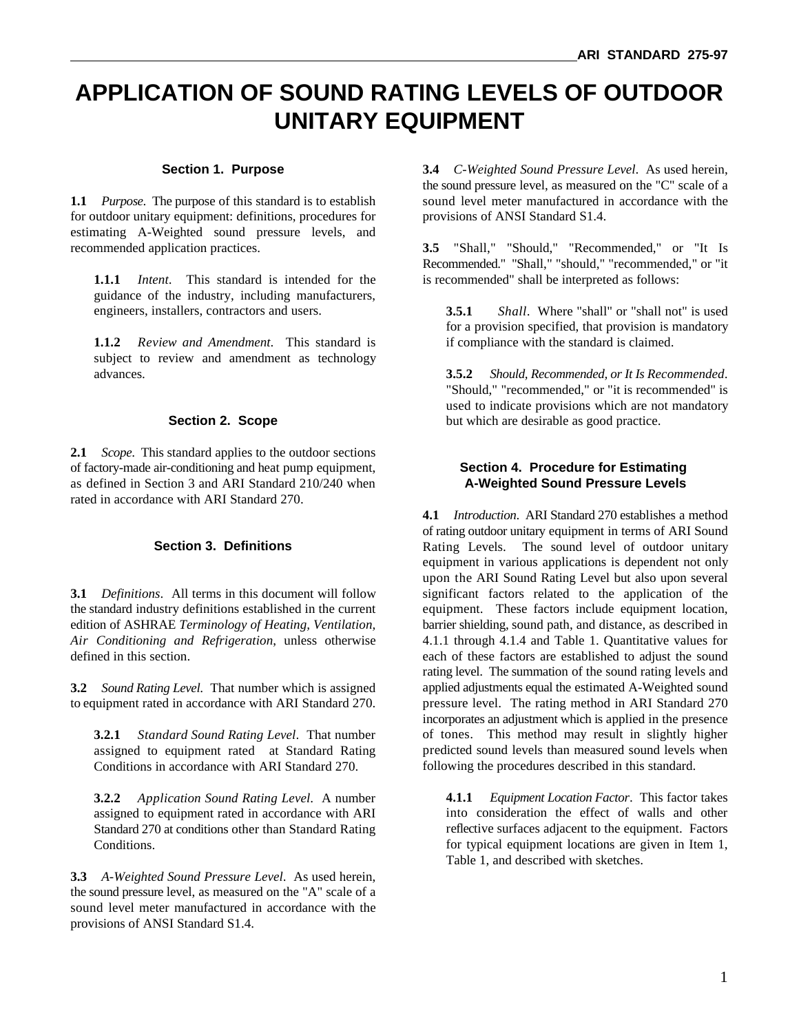# APPLICATION OF SOUND RATING LEVELS OF OUTDOOR UNITARY EQUIPMENT

## Section 1. Purpose

**1.1** *Purpose.* The purpose of this standard is to establish for outdoor unitary equipment: definitions, procedures for estimating A-Weighted sound pressure levels, and recommended application practices.

> **1.1.1** *Intent*. This standard is intended for the guidance of the industry, including manufacturers, engineers, installers, contractors and users.
>
> **1.1.2** *Review and Amendment*. This standard is subject to review and amendment as technology advances.

## Section 2. Scope

**2.1** *Scope.* This standard applies to the outdoor sections of factory-made air-conditioning and heat pump equipment, as defined in Section 3 and ARI Standard 210/240 when rated in accordance with ARI Standard 270.

## Section 3. Definitions

**3.1** *Definitions*. All terms in this document will follow the standard industry definitions established in the current edition of ASHRAE *Terminology of Heating, Ventilation, Air Conditioning and Refrigeration*, unless otherwise defined in this section.

**3.2** *Sound Rating Level.* That number which is assigned to equipment rated in accordance with ARI Standard 270.

> **3.2.1** *Standard Sound Rating Level*. That number assigned to equipment rated at Standard Rating Conditions in accordance with ARI Standard 270.
>
> **3.2.2** *Application Sound Rating Level*. A number assigned to equipment rated in accordance with ARI Standard 270 at conditions other than Standard Rating Conditions.

**3.3** *A-Weighted Sound Pressure Level*. As used herein, the sound pressure level, as measured on the "A" scale of a sound level meter manufactured in accordance with the provisions of ANSI Standard S1.4.

**3.4** *C-Weighted Sound Pressure Level*. As used herein, the sound pressure level, as measured on the "C" scale of a sound level meter manufactured in accordance with the provisions of ANSI Standard S1.4.

**3.5** "Shall," "Should," "Recommended," or "It Is Recommended." "Shall," "should," "recommended," or "it is recommended" shall be interpreted as follows:

> **3.5.1** *Shall*. Where "shall" or "shall not" is used for a provision specified, that provision is mandatory if compliance with the standard is claimed.
>
> **3.5.2** *Should, Recommended, or It Is Recommended*. "Should," "recommended," or "it is recommended" is used to indicate provisions which are not mandatory but which are desirable as good practice.

## Section 4. Procedure for Estimating A-Weighted Sound Pressure Levels

**4.1** *Introduction*. ARI Standard 270 establishes a method of rating outdoor unitary equipment in terms of ARI Sound Rating Levels. The sound level of outdoor unitary equipment in various applications is dependent not only upon the ARI Sound Rating Level but also upon several significant factors related to the application of the equipment. These factors include equipment location, barrier shielding, sound path, and distance, as described in 4.1.1 through 4.1.4 and Table 1. Quantitative values for each of these factors are established to adjust the sound rating level. The summation of the sound rating levels and applied adjustments equal the estimated A-Weighted sound pressure level. The rating method in ARI Standard 270 incorporates an adjustment which is applied in the presence of tones. This method may result in slightly higher predicted sound levels than measured sound levels when following the procedures described in this standard.

> **4.1.1** *Equipment Location Factor*. This factor takes into consideration the effect of walls and other reflective surfaces adjacent to the equipment. Factors for typical equipment locations are given in Item 1, Table 1, and described with sketches.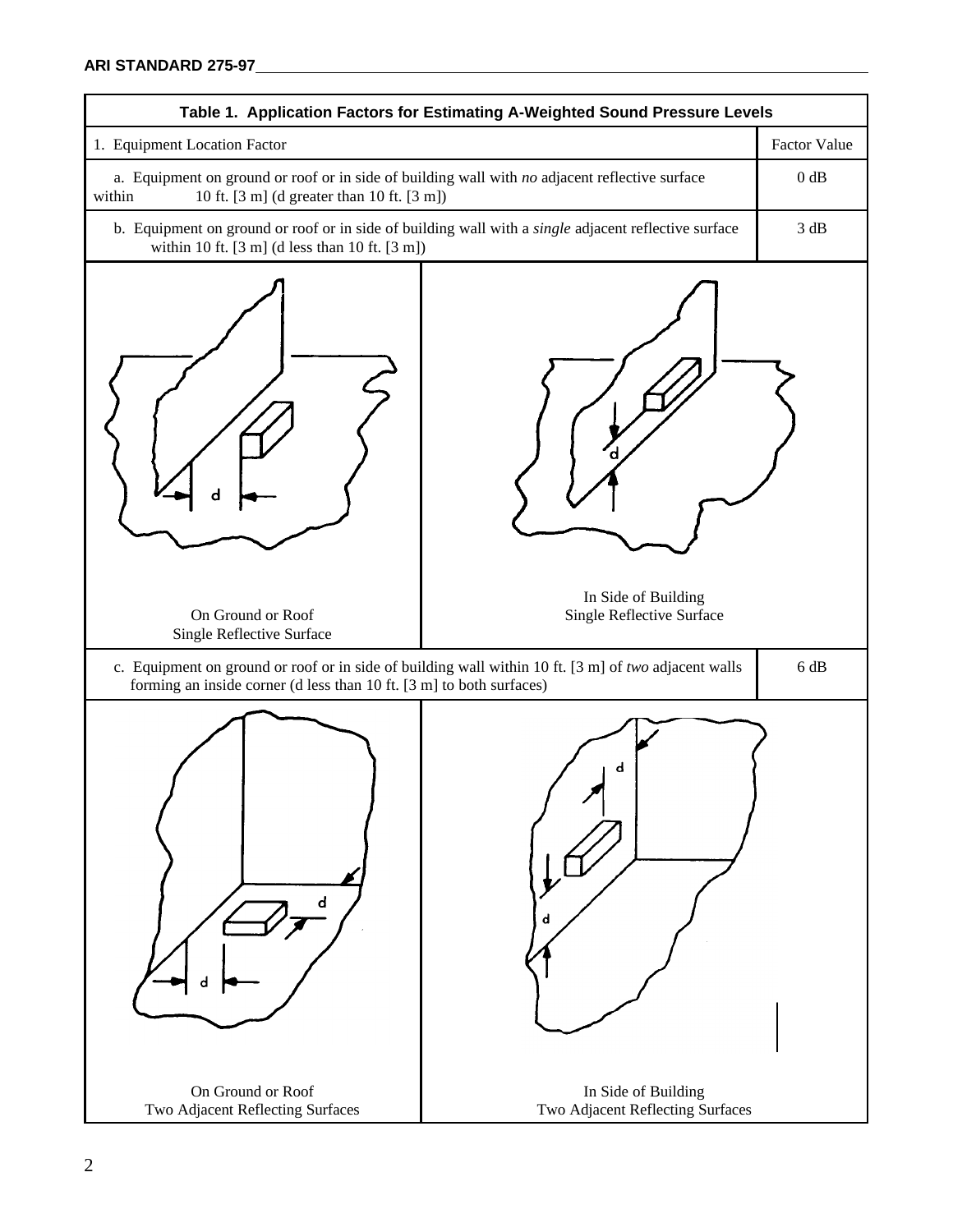| Table 1. Application Factors for Estimating A-Weighted Sound Pressure Levels | |
|---|---|
| 1. Equipment Location Factor | Factor Value |
| a. Equipment on ground or roof or in side of building wall with *no* adjacent reflective surface within 10 ft. [3 m] (d greater than 10 ft. [3 m]) | 0 dB |
| b. Equipment on ground or roof or in side of building wall with a *single* adjacent reflective surface within 10 ft. [3 m] (d less than 10 ft. [3 m]) | 3 dB |
| On Ground or Roof Single Reflective Surface / In Side of Building Single Reflective Surface | |
| c. Equipment on ground or roof or in side of building wall within 10 ft. [3 m] of *two* adjacent walls forming an inside corner (d less than 10 ft. [3 m] to both surfaces) | 6 dB |
| On Ground or Roof Two Adjacent Reflecting Surfaces / In Side of Building Two Adjacent Reflecting Surfaces | |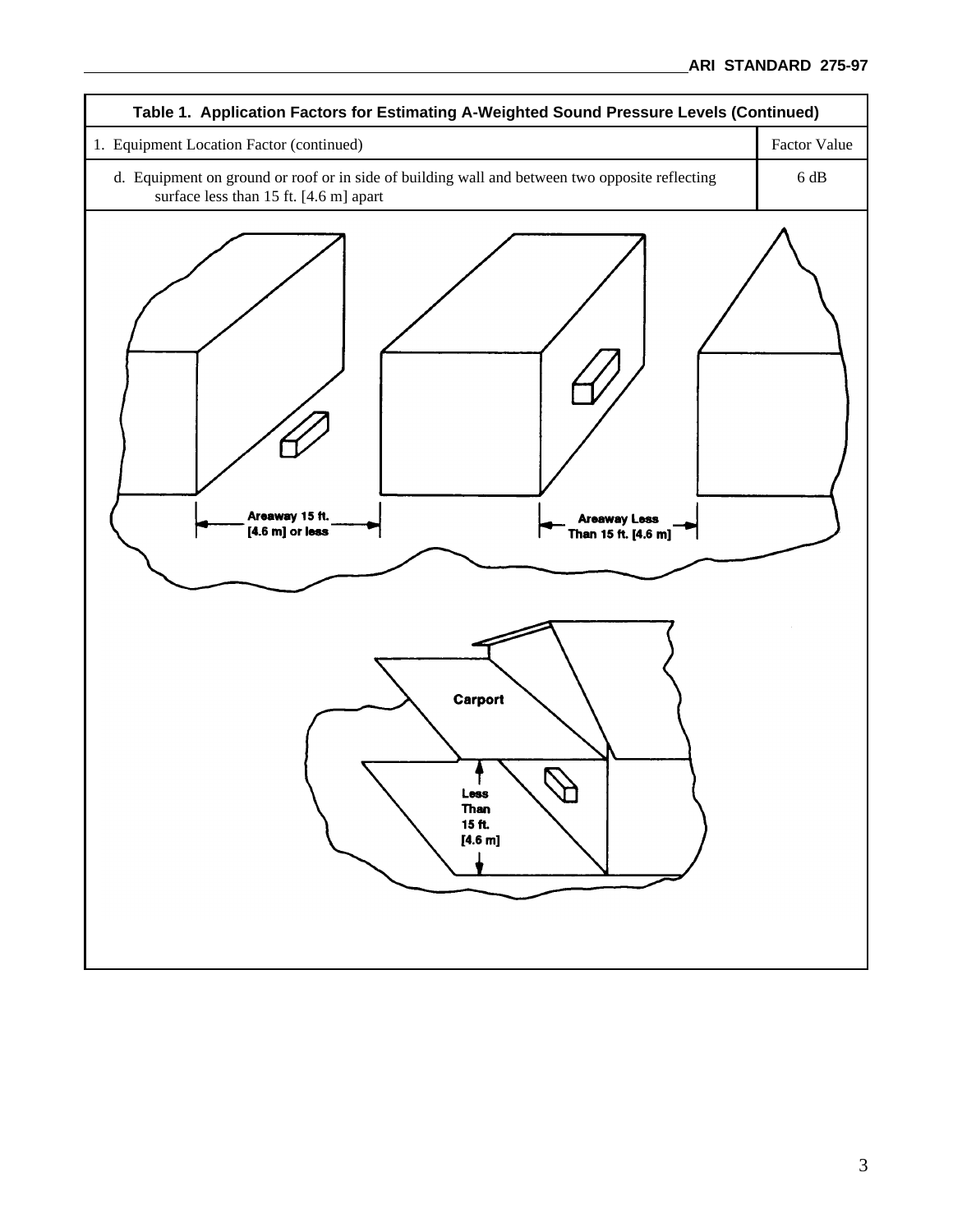**Table 1. Application Factors for Estimating A-Weighted Sound Pressure Levels (Continued)**

| 1. Equipment Location Factor (continued) | Factor Value |
| --- | --- |
| d. Equipment on ground or roof or in side of building wall and between two opposite reflecting surface less than 15 ft. [4.6 m] apart | 6 dB |

Areaway 15 ft. [4.6 m] or less

Areaway Less Than 15 ft. [4.6 m]

Carport

Less Than 15 ft. [4.6 m]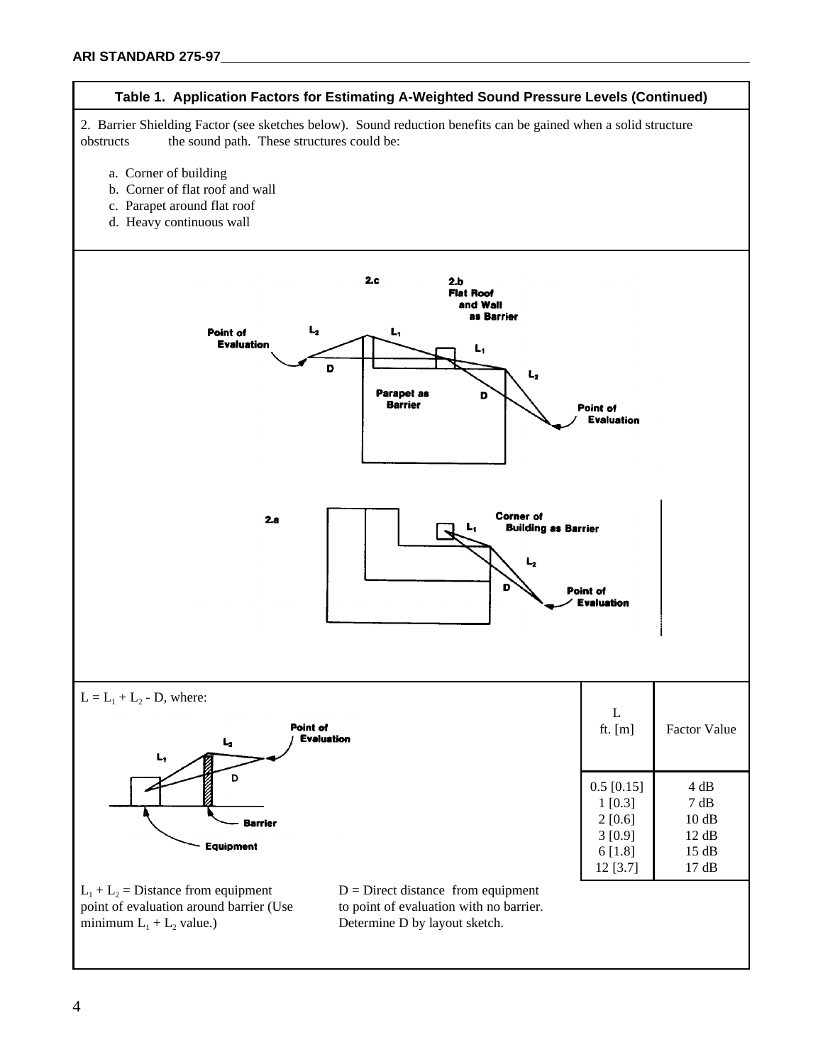**Table 1. Application Factors for Estimating A-Weighted Sound Pressure Levels (Continued)**

2. Barrier Shielding Factor (see sketches below). Sound reduction benefits can be gained when a solid structure obstructs the sound path. These structures could be:

a. Corner of building
b. Corner of flat roof and wall
c. Parapet around flat roof
d. Heavy continuous wall

2.c Parapet as Barrier

2.b Flat Roof and Wall as Barrier

2.a Corner of Building as Barrier

$L = L_1 + L_2 - D$, where:

| L ft. [m] | Factor Value |
|---|---|
| 0.5 [0.15] | 4 dB |
| 1 [0.3] | 7 dB |
| 2 [0.6] | 10 dB |
| 3 [0.9] | 12 dB |
| 6 [1.8] | 15 dB |
| 12 [3.7] | 17 dB |

$L_1 + L_2$ = Distance from equipment point of evaluation around barrier (Use minimum $L_1 + L_2$ value.)

D = Direct distance from equipment to point of evaluation with no barrier. Determine D by layout sketch.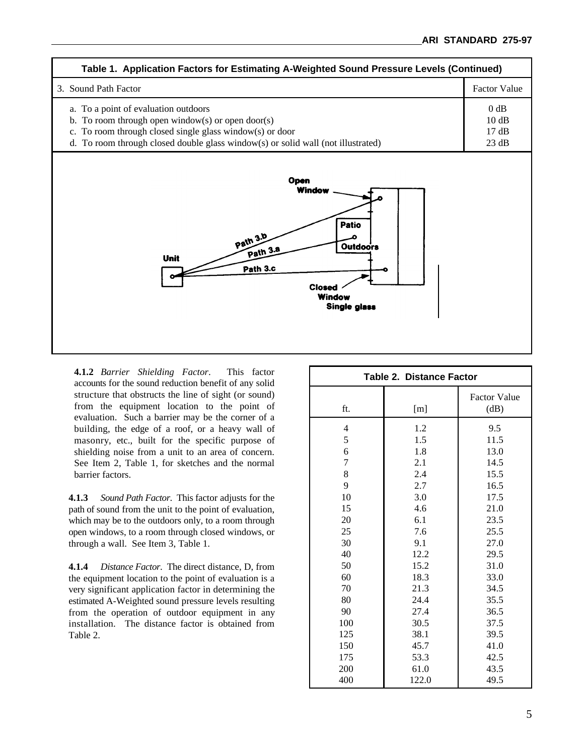**Table 1. Application Factors for Estimating A-Weighted Sound Pressure Levels (Continued)**

| 3. Sound Path Factor | Factor Value |
|---|---|
| a. To a point of evaluation outdoors | 0 dB |
| b. To room through open window(s) or open door(s) | 10 dB |
| c. To room through closed single glass window(s) or door | 17 dB |
| d. To room through closed double glass window(s) or solid wall (not illustrated) | 23 dB |

**4.1.2** *Barrier Shielding Factor*. This factor accounts for the sound reduction benefit of any solid structure that obstructs the line of sight (or sound) from the equipment location to the point of evaluation. Such a barrier may be the corner of a building, the edge of a roof, or a heavy wall of masonry, etc., built for the specific purpose of shielding noise from a unit to an area of concern. See Item 2, Table 1, for sketches and the normal barrier factors.

**4.1.3** *Sound Path Factor.* This factor adjusts for the path of sound from the unit to the point of evaluation, which may be to the outdoors only, to a room through open windows, to a room through closed windows, or through a wall. See Item 3, Table 1.

**4.1.4** *Distance Factor.* The direct distance, D, from the equipment location to the point of evaluation is a very significant application factor in determining the estimated A-Weighted sound pressure levels resulting from the operation of outdoor equipment in any installation. The distance factor is obtained from Table 2.

**Table 2. Distance Factor**

| ft. | [m] | Factor Value (dB) |
|---|---|---|
| 4 | 1.2 | 9.5 |
| 5 | 1.5 | 11.5 |
| 6 | 1.8 | 13.0 |
| 7 | 2.1 | 14.5 |
| 8 | 2.4 | 15.5 |
| 9 | 2.7 | 16.5 |
| 10 | 3.0 | 17.5 |
| 15 | 4.6 | 21.0 |
| 20 | 6.1 | 23.5 |
| 25 | 7.6 | 25.5 |
| 30 | 9.1 | 27.0 |
| 40 | 12.2 | 29.5 |
| 50 | 15.2 | 31.0 |
| 60 | 18.3 | 33.0 |
| 70 | 21.3 | 34.5 |
| 80 | 24.4 | 35.5 |
| 90 | 27.4 | 36.5 |
| 100 | 30.5 | 37.5 |
| 125 | 38.1 | 39.5 |
| 150 | 45.7 | 41.0 |
| 175 | 53.3 | 42.5 |
| 200 | 61.0 | 43.5 |
| 400 | 122.0 | 49.5 |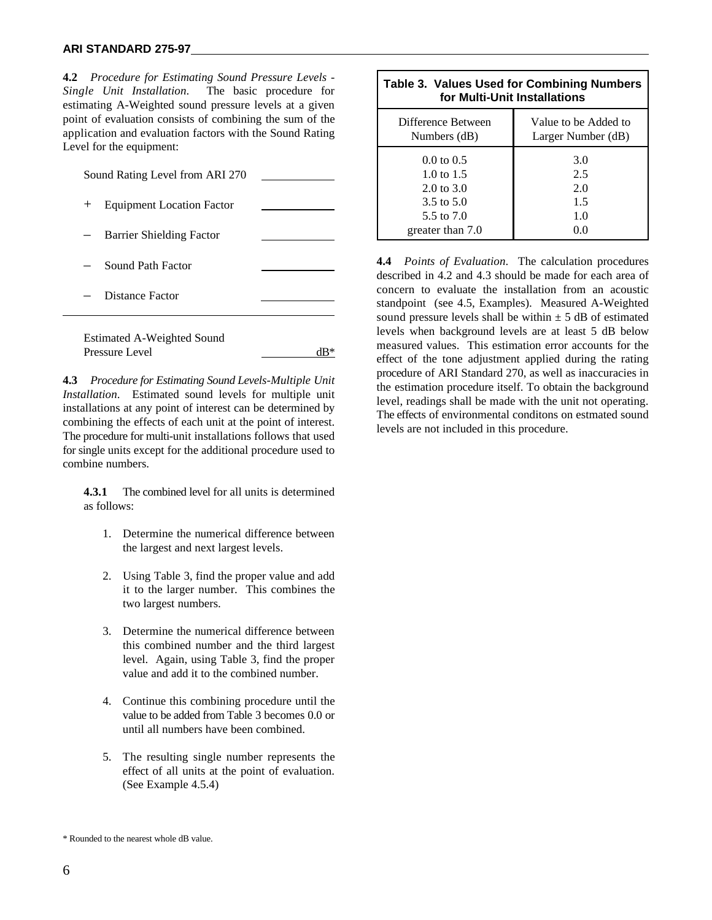**4.2** *Procedure for Estimating Sound Pressure Levels - Single Unit Installation*. The basic procedure for estimating A-Weighted sound pressure levels at a given point of evaluation consists of combining the sum of the application and evaluation factors with the Sound Rating Level for the equipment:

| | |
|---|---|
| Sound Rating Level from ARI 270 | ______ |
| + Equipment Location Factor | ______ |
| – Barrier Shielding Factor | ______ |
| – Sound Path Factor | ______ |
| – Distance Factor | ______ |
| Estimated A-Weighted Sound Pressure Level | ______ dB* |

**4.3** *Procedure for Estimating Sound Levels-Multiple Unit Installation*. Estimated sound levels for multiple unit installations at any point of interest can be determined by combining the effects of each unit at the point of interest. The procedure for multi-unit installations follows that used for single units except for the additional procedure used to combine numbers.

**4.3.1** The combined level for all units is determined as follows:

1. Determine the numerical difference between the largest and next largest levels.
2. Using Table 3, find the proper value and add it to the larger number. This combines the two largest numbers.
3. Determine the numerical difference between this combined number and the third largest level. Again, using Table 3, find the proper value and add it to the combined number.
4. Continue this combining procedure until the value to be added from Table 3 becomes 0.0 or until all numbers have been combined.
5. The resulting single number represents the effect of all units at the point of evaluation. (See Example 4.5.4)

**Table 3. Values Used for Combining Numbers for Multi-Unit Installations**

| Difference Between Numbers (dB) | Value to be Added to Larger Number (dB) |
|---|---|
| 0.0 to 0.5 | 3.0 |
| 1.0 to 1.5 | 2.5 |
| 2.0 to 3.0 | 2.0 |
| 3.5 to 5.0 | 1.5 |
| 5.5 to 7.0 | 1.0 |
| greater than 7.0 | 0.0 |

**4.4** *Points of Evaluation*. The calculation procedures described in 4.2 and 4.3 should be made for each area of concern to evaluate the installation from an acoustic standpoint (see 4.5, Examples). Measured A-Weighted sound pressure levels shall be within ± 5 dB of estimated levels when background levels are at least 5 dB below measured values. This estimation error accounts for the effect of the tone adjustment applied during the rating procedure of ARI Standard 270, as well as inaccuracies in the estimation procedure itself. To obtain the background level, readings shall be made with the unit not operating. The effects of environmental conditons on estmated sound levels are not included in this procedure.

\* Rounded to the nearest whole dB value.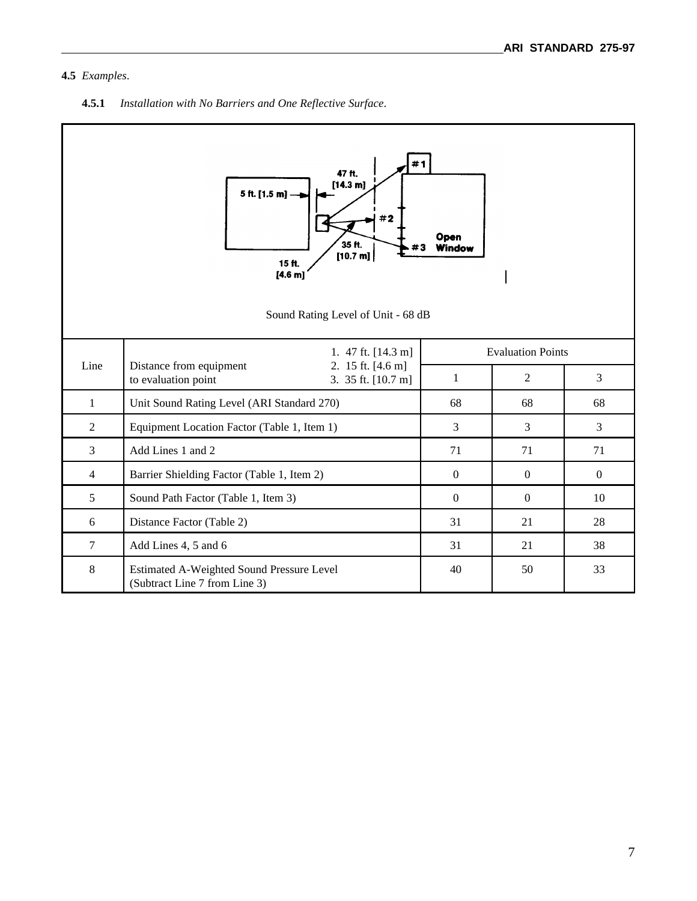**4.5** *Examples*.

**4.5.1** *Installation with No Barriers and One Reflective Surface*.

Sound Rating Level of Unit - 68 dB

| Line | Distance from equipment to evaluation point — 1. 47 ft. [14.3 m] 2. 15 ft. [4.6 m] 3. 35 ft. [10.7 m] | Evaluation Points | | |
|---|---|---|---|---|
| | | 1 | 2 | 3 |
| 1 | Unit Sound Rating Level (ARI Standard 270) | 68 | 68 | 68 |
| 2 | Equipment Location Factor (Table 1, Item 1) | 3 | 3 | 3 |
| 3 | Add Lines 1 and 2 | 71 | 71 | 71 |
| 4 | Barrier Shielding Factor (Table 1, Item 2) | 0 | 0 | 0 |
| 5 | Sound Path Factor (Table 1, Item 3) | 0 | 0 | 10 |
| 6 | Distance Factor (Table 2) | 31 | 21 | 28 |
| 7 | Add Lines 4, 5 and 6 | 31 | 21 | 38 |
| 8 | Estimated A-Weighted Sound Pressure Level (Subtract Line 7 from Line 3) | 40 | 50 | 33 |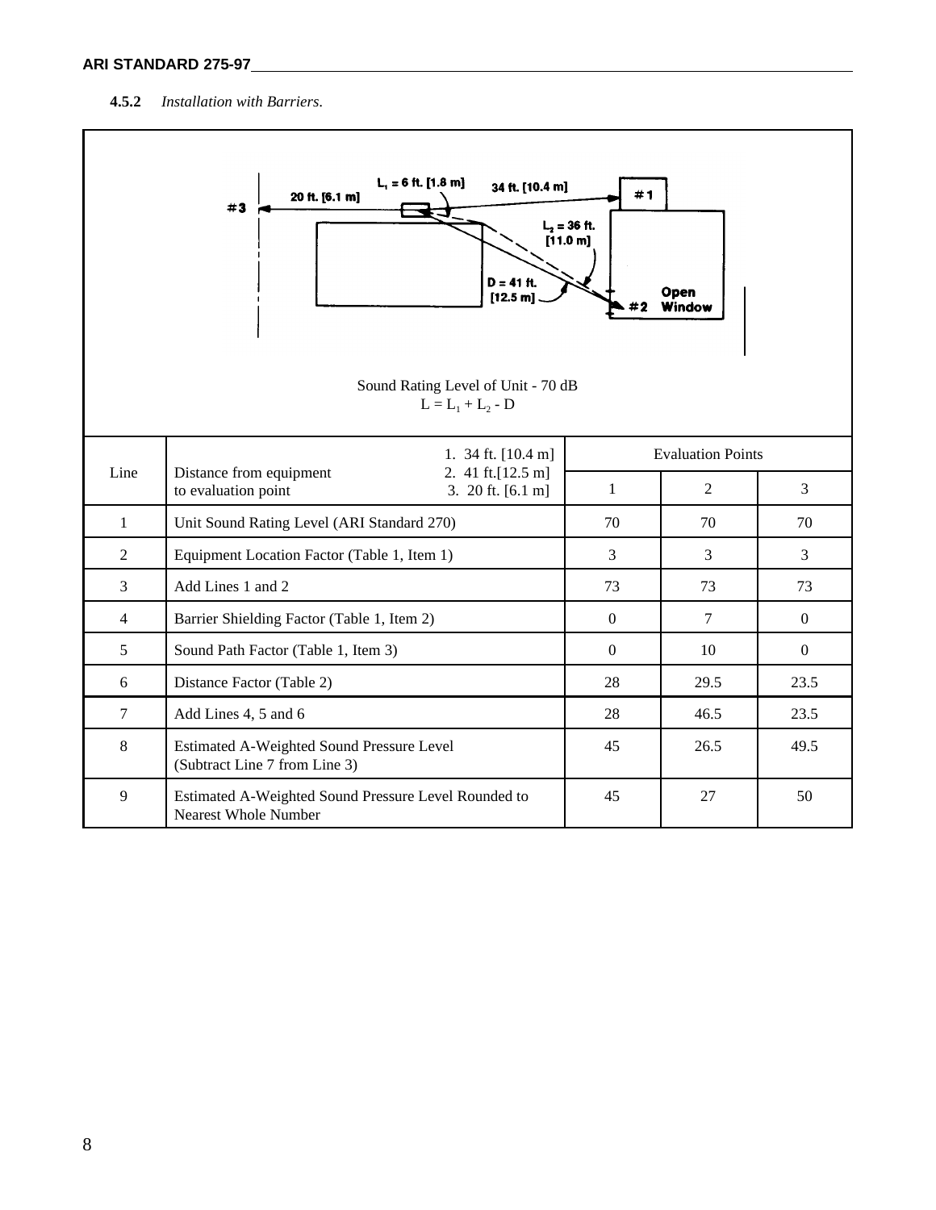#### 4.5.2 *Installation with Barriers.*

Sound Rating Level of Unit - 70 dB

$L = L_1 + L_2 - D$

| Line | Distance from equipment to evaluation point — 1. 34 ft. [10.4 m] 2. 41 ft.[12.5 m] 3. 20 ft. [6.1 m] | Evaluation Points | | |
|---|---|---|---|---|
| | | 1 | 2 | 3 |
| 1 | Unit Sound Rating Level (ARI Standard 270) | 70 | 70 | 70 |
| 2 | Equipment Location Factor (Table 1, Item 1) | 3 | 3 | 3 |
| 3 | Add Lines 1 and 2 | 73 | 73 | 73 |
| 4 | Barrier Shielding Factor (Table 1, Item 2) | 0 | 7 | 0 |
| 5 | Sound Path Factor (Table 1, Item 3) | 0 | 10 | 0 |
| 6 | Distance Factor (Table 2) | 28 | 29.5 | 23.5 |
| 7 | Add Lines 4, 5 and 6 | 28 | 46.5 | 23.5 |
| 8 | Estimated A-Weighted Sound Pressure Level (Subtract Line 7 from Line 3) | 45 | 26.5 | 49.5 |
| 9 | Estimated A-Weighted Sound Pressure Level Rounded to Nearest Whole Number | 45 | 27 | 50 |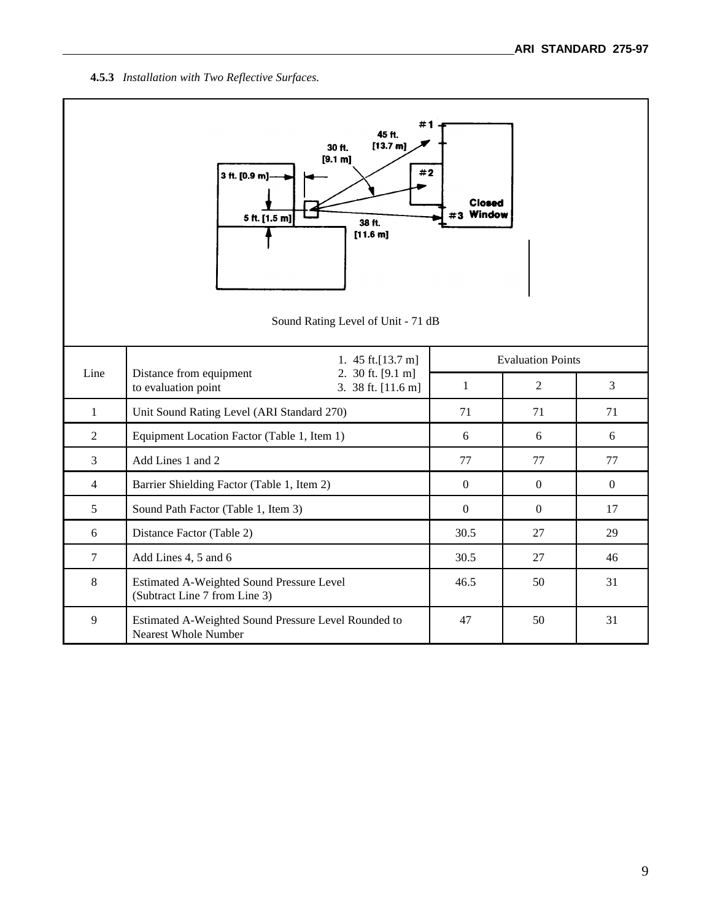**4.5.3** *Installation with Two Reflective Surfaces.*

Sound Rating Level of Unit - 71 dB

| Line | Distance from equipment to evaluation point — 1. 45 ft.[13.7 m] 2. 30 ft. [9.1 m] 3. 38 ft. [11.6 m] | Evaluation Points | | |
|---|---|---|---|---|
| | | 1 | 2 | 3 |
| 1 | Unit Sound Rating Level (ARI Standard 270) | 71 | 71 | 71 |
| 2 | Equipment Location Factor (Table 1, Item 1) | 6 | 6 | 6 |
| 3 | Add Lines 1 and 2 | 77 | 77 | 77 |
| 4 | Barrier Shielding Factor (Table 1, Item 2) | 0 | 0 | 0 |
| 5 | Sound Path Factor (Table 1, Item 3) | 0 | 0 | 17 |
| 6 | Distance Factor (Table 2) | 30.5 | 27 | 29 |
| 7 | Add Lines 4, 5 and 6 | 30.5 | 27 | 46 |
| 8 | Estimated A-Weighted Sound Pressure Level (Subtract Line 7 from Line 3) | 46.5 | 50 | 31 |
| 9 | Estimated A-Weighted Sound Pressure Level Rounded to Nearest Whole Number | 47 | 50 | 31 |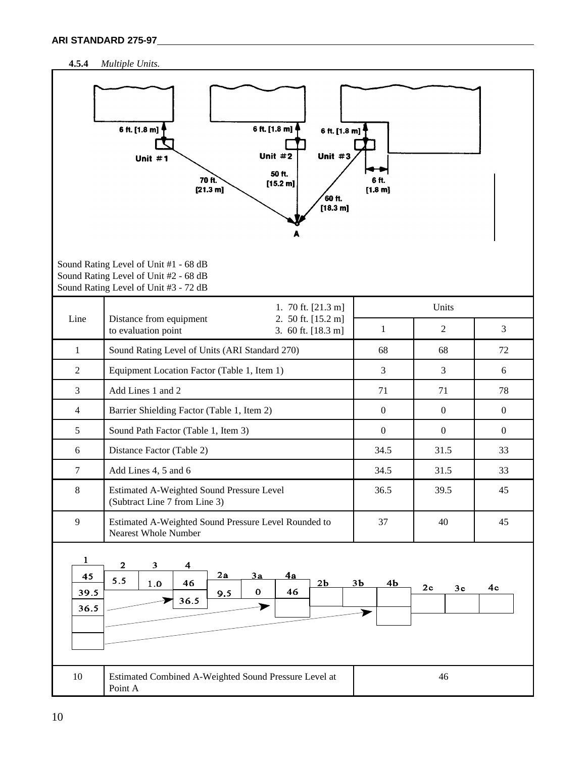#### 4.5.4 *Multiple Units.*

Sound Rating Level of Unit #1 - 68 dB
Sound Rating Level of Unit #2 - 68 dB
Sound Rating Level of Unit #3 - 72 dB

| Line | Distance from equipment to evaluation point — 1. 70 ft. [21.3 m] 2. 50 ft. [15.2 m] 3. 60 ft. [18.3 m] | Units | | |
|---|---|---|---|---|
| | | 1 | 2 | 3 |
| 1 | Sound Rating Level of Units (ARI Standard 270) | 68 | 68 | 72 |
| 2 | Equipment Location Factor (Table 1, Item 1) | 3 | 3 | 6 |
| 3 | Add Lines 1 and 2 | 71 | 71 | 78 |
| 4 | Barrier Shielding Factor (Table 1, Item 2) | 0 | 0 | 0 |
| 5 | Sound Path Factor (Table 1, Item 3) | 0 | 0 | 0 |
| 6 | Distance Factor (Table 2) | 34.5 | 31.5 | 33 |
| 7 | Add Lines 4, 5 and 6 | 34.5 | 31.5 | 33 |
| 8 | Estimated A-Weighted Sound Pressure Level (Subtract Line 7 from Line 3) | 36.5 | 39.5 | 45 |
| 9 | Estimated A-Weighted Sound Pressure Level Rounded to Nearest Whole Number | 37 | 40 | 45 |

| 1 | 2 | 3 | 4 | 2a | 3a | 4a | 2b | 3b | 4b | 2c | 3c | 4c |
|---|---|---|---|---|---|---|---|---|---|---|---|---|
| 45 | 5.5 | 1.0 | 46 | 9.5 | 0 | 46 | | | | | | |
| 39.5 | | | 36.5 | | | | | | | | | |
| 36.5 | | | | | | | | | | | | |

| 10 | Estimated Combined A-Weighted Sound Pressure Level at Point A | 46 |
|---|---|---|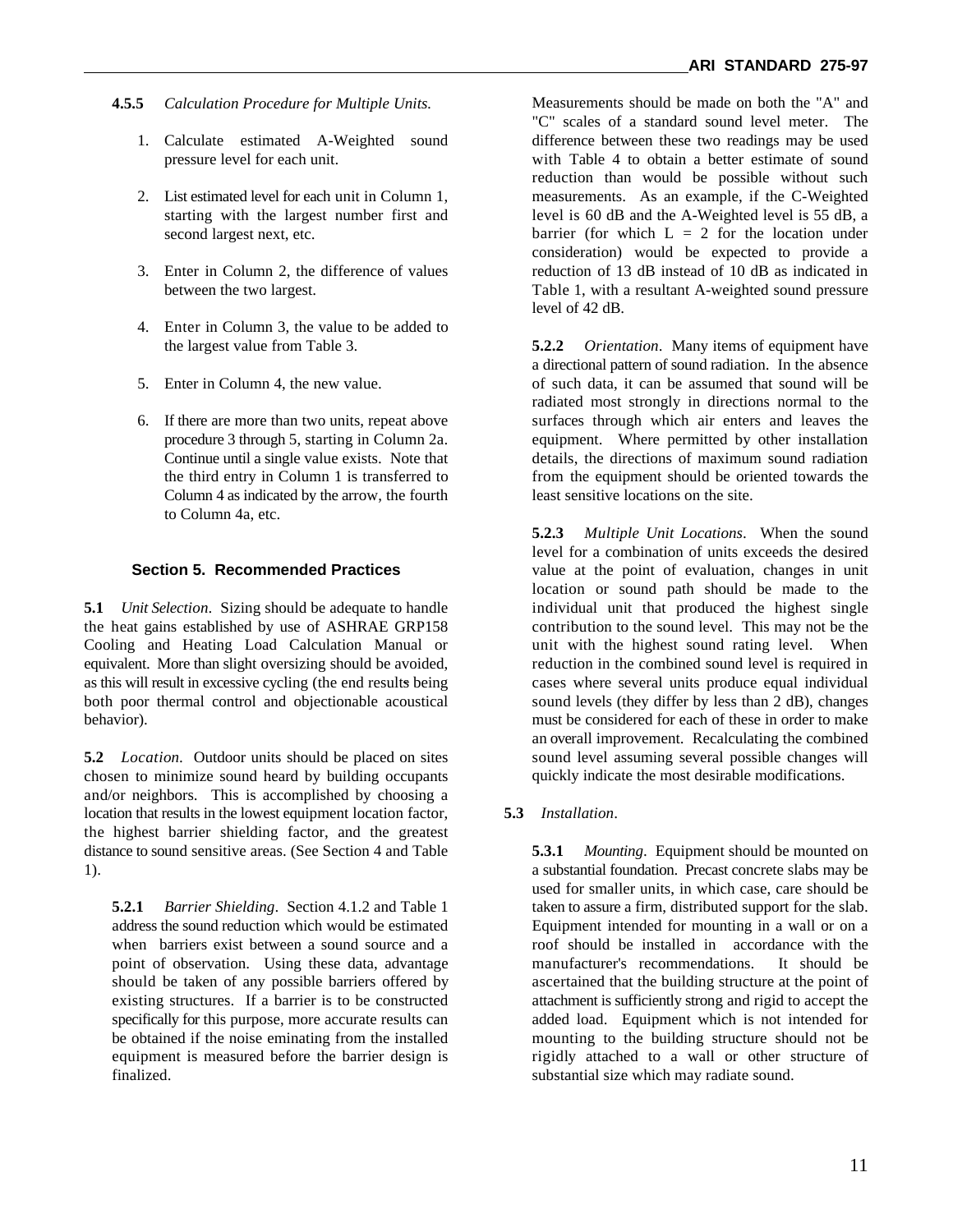**4.5.5** *Calculation Procedure for Multiple Units.*

1. Calculate estimated A-Weighted sound pressure level for each unit.

2. List estimated level for each unit in Column 1, starting with the largest number first and second largest next, etc.

3. Enter in Column 2, the difference of values between the two largest.

4. Enter in Column 3, the value to be added to the largest value from Table 3.

5. Enter in Column 4, the new value.

6. If there are more than two units, repeat above procedure 3 through 5, starting in Column 2a. Continue until a single value exists. Note that the third entry in Column 1 is transferred to Column 4 as indicated by the arrow, the fourth to Column 4a, etc.

## Section 5. Recommended Practices

**5.1** *Unit Selection*. Sizing should be adequate to handle the heat gains established by use of ASHRAE GRP158 Cooling and Heating Load Calculation Manual or equivalent. More than slight oversizing should be avoided, as this will result in excessive cycling (the end results being both poor thermal control and objectionable acoustical behavior).

**5.2** *Location*. Outdoor units should be placed on sites chosen to minimize sound heard by building occupants and/or neighbors. This is accomplished by choosing a location that results in the lowest equipment location factor, the highest barrier shielding factor, and the greatest distance to sound sensitive areas. (See Section 4 and Table 1).

**5.2.1** *Barrier Shielding*. Section 4.1.2 and Table 1 address the sound reduction which would be estimated when barriers exist between a sound source and a point of observation. Using these data, advantage should be taken of any possible barriers offered by existing structures. If a barrier is to be constructed specifically for this purpose, more accurate results can be obtained if the noise eminating from the installed equipment is measured before the barrier design is finalized. Measurements should be made on both the "A" and "C" scales of a standard sound level meter. The difference between these two readings may be used with Table 4 to obtain a better estimate of sound reduction than would be possible without such measurements. As an example, if the C-Weighted level is 60 dB and the A-Weighted level is 55 dB, a barrier (for which L = 2 for the location under consideration) would be expected to provide a reduction of 13 dB instead of 10 dB as indicated in Table 1, with a resultant A-weighted sound pressure level of 42 dB.

**5.2.2** *Orientation*. Many items of equipment have a directional pattern of sound radiation. In the absence of such data, it can be assumed that sound will be radiated most strongly in directions normal to the surfaces through which air enters and leaves the equipment. Where permitted by other installation details, the directions of maximum sound radiation from the equipment should be oriented towards the least sensitive locations on the site.

**5.2.3** *Multiple Unit Locations*. When the sound level for a combination of units exceeds the desired value at the point of evaluation, changes in unit location or sound path should be made to the individual unit that produced the highest single contribution to the sound level. This may not be the unit with the highest sound rating level. When reduction in the combined sound level is required in cases where several units produce equal individual sound levels (they differ by less than 2 dB), changes must be considered for each of these in order to make an overall improvement. Recalculating the combined sound level assuming several possible changes will quickly indicate the most desirable modifications.

**5.3** *Installation*.

**5.3.1** *Mounting*. Equipment should be mounted on a substantial foundation. Precast concrete slabs may be used for smaller units, in which case, care should be taken to assure a firm, distributed support for the slab. Equipment intended for mounting in a wall or on a roof should be installed in accordance with the manufacturer's recommendations. It should be ascertained that the building structure at the point of attachment is sufficiently strong and rigid to accept the added load. Equipment which is not intended for mounting to the building structure should not be rigidly attached to a wall or other structure of substantial size which may radiate sound.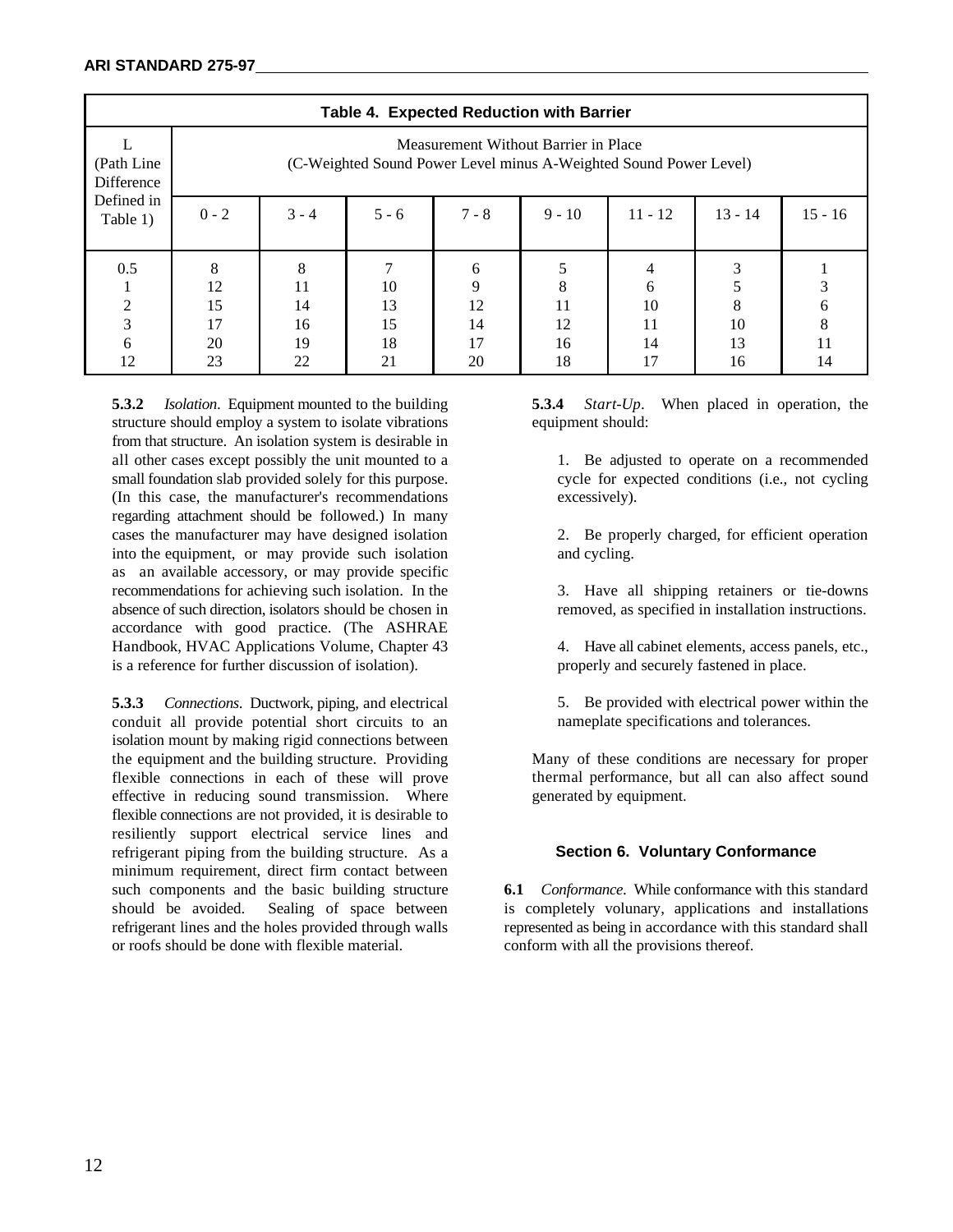**Table 4. Expected Reduction with Barrier**

| L (Path Line Difference Defined in Table 1) | Measurement Without Barrier in Place (C-Weighted Sound Power Level minus A-Weighted Sound Power Level) | | | | | | | |
|---|---|---|---|---|---|---|---|---|
| | 0 - 2 | 3 - 4 | 5 - 6 | 7 - 8 | 9 - 10 | 11 - 12 | 13 - 14 | 15 - 16 |
| 0.5 | 8 | 8 | 7 | 6 | 5 | 4 | 3 | 1 |
| 1 | 12 | 11 | 10 | 9 | 8 | 6 | 5 | 3 |
| 2 | 15 | 14 | 13 | 12 | 11 | 10 | 8 | 6 |
| 3 | 17 | 16 | 15 | 14 | 12 | 11 | 10 | 8 |
| 6 | 20 | 19 | 18 | 17 | 16 | 14 | 13 | 11 |
| 12 | 23 | 22 | 21 | 20 | 18 | 17 | 16 | 14 |

**5.3.2** *Isolation.* Equipment mounted to the building structure should employ a system to isolate vibrations from that structure. An isolation system is desirable in all other cases except possibly the unit mounted to a small foundation slab provided solely for this purpose. (In this case, the manufacturer's recommendations regarding attachment should be followed.) In many cases the manufacturer may have designed isolation into the equipment, or may provide such isolation as an available accessory, or may provide specific recommendations for achieving such isolation. In the absence of such direction, isolators should be chosen in accordance with good practice. (The ASHRAE Handbook, HVAC Applications Volume, Chapter 43 is a reference for further discussion of isolation).

**5.3.3** *Connections.* Ductwork, piping, and electrical conduit all provide potential short circuits to an isolation mount by making rigid connections between the equipment and the building structure. Providing flexible connections in each of these will prove effective in reducing sound transmission. Where flexible connections are not provided, it is desirable to resiliently support electrical service lines and refrigerant piping from the building structure. As a minimum requirement, direct firm contact between such components and the basic building structure should be avoided. Sealing of space between refrigerant lines and the holes provided through walls or roofs should be done with flexible material.

**5.3.4** *Start-Up.* When placed in operation, the equipment should:

1. Be adjusted to operate on a recommended cycle for expected conditions (i.e., not cycling excessively).

2. Be properly charged, for efficient operation and cycling.

3. Have all shipping retainers or tie-downs removed, as specified in installation instructions.

4. Have all cabinet elements, access panels, etc., properly and securely fastened in place.

5. Be provided with electrical power within the nameplate specifications and tolerances.

Many of these conditions are necessary for proper thermal performance, but all can also affect sound generated by equipment.

## Section 6. Voluntary Conformance

**6.1** *Conformance.* While conformance with this standard is completely volunary, applications and installations represented as being in accordance with this standard shall conform with all the provisions thereof.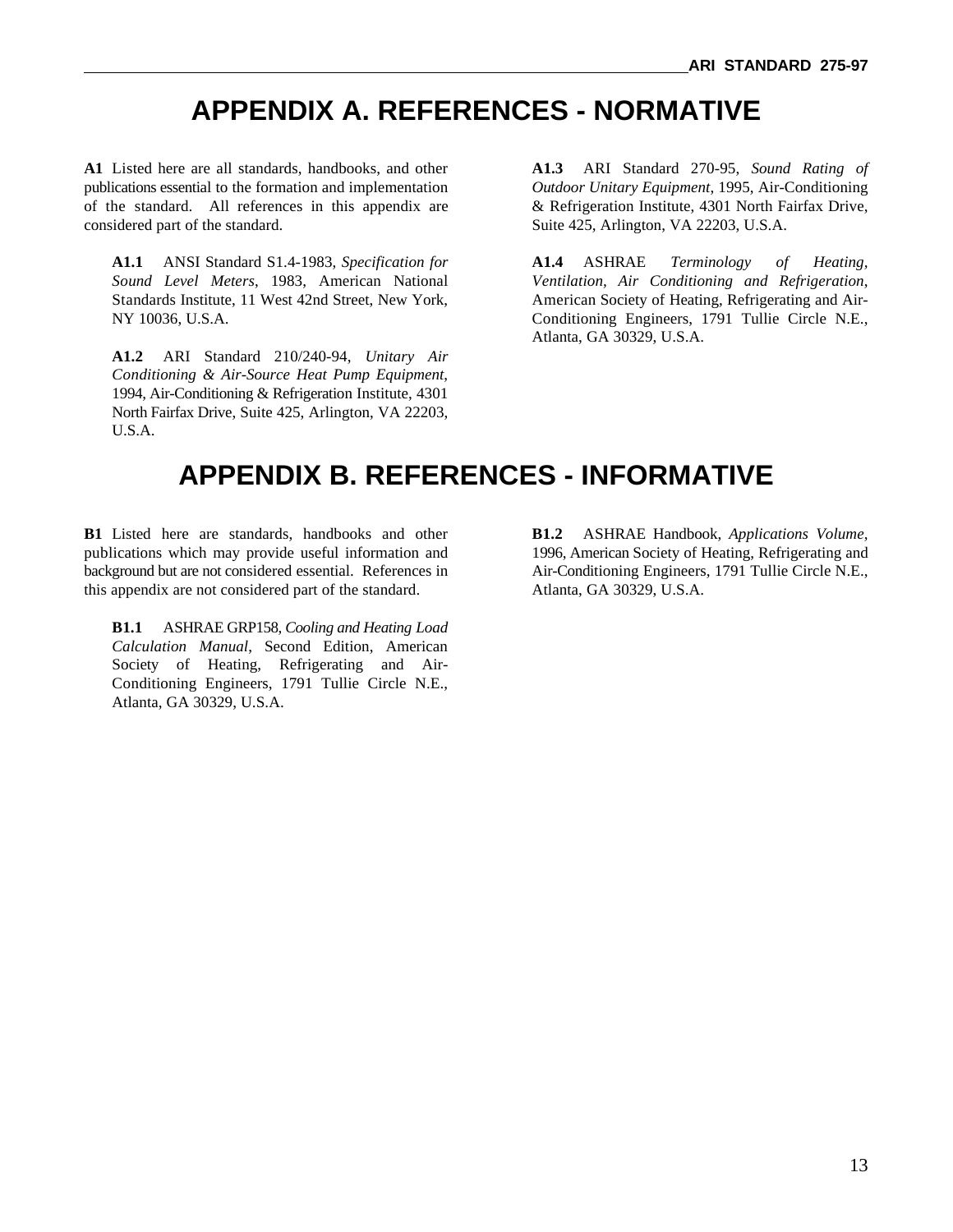# APPENDIX A. REFERENCES - NORMATIVE

**A1** Listed here are all standards, handbooks, and other publications essential to the formation and implementation of the standard. All references in this appendix are considered part of the standard.

**A1.1** ANSI Standard S1.4-1983, *Specification for Sound Level Meters*, 1983, American National Standards Institute, 11 West 42nd Street, New York, NY 10036, U.S.A.

**A1.2** ARI Standard 210/240-94, *Unitary Air Conditioning & Air-Source Heat Pump Equipment*, 1994, Air-Conditioning & Refrigeration Institute, 4301 North Fairfax Drive, Suite 425, Arlington, VA 22203, U.S.A.

**A1.3** ARI Standard 270-95, *Sound Rating of Outdoor Unitary Equipment*, 1995, Air-Conditioning & Refrigeration Institute, 4301 North Fairfax Drive, Suite 425, Arlington, VA 22203, U.S.A.

**A1.4** ASHRAE *Terminology of Heating, Ventilation, Air Conditioning and Refrigeration*, American Society of Heating, Refrigerating and Air-Conditioning Engineers, 1791 Tullie Circle N.E., Atlanta, GA 30329, U.S.A.

# APPENDIX B. REFERENCES - INFORMATIVE

**B1** Listed here are standards, handbooks and other publications which may provide useful information and background but are not considered essential. References in this appendix are not considered part of the standard.

**B1.1** ASHRAE GRP158, *Cooling and Heating Load Calculation Manual*, Second Edition, American Society of Heating, Refrigerating and Air-Conditioning Engineers, 1791 Tullie Circle N.E., Atlanta, GA 30329, U.S.A.

**B1.2** ASHRAE Handbook, *Applications Volume*, 1996, American Society of Heating, Refrigerating and Air-Conditioning Engineers, 1791 Tullie Circle N.E., Atlanta, GA 30329, U.S.A.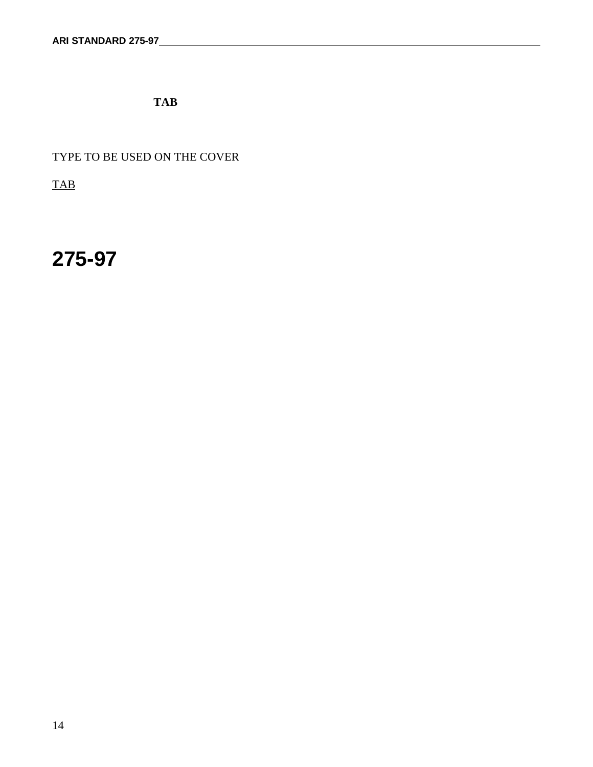**TAB**

TYPE TO BE USED ON THE COVER

TAB

# 275-97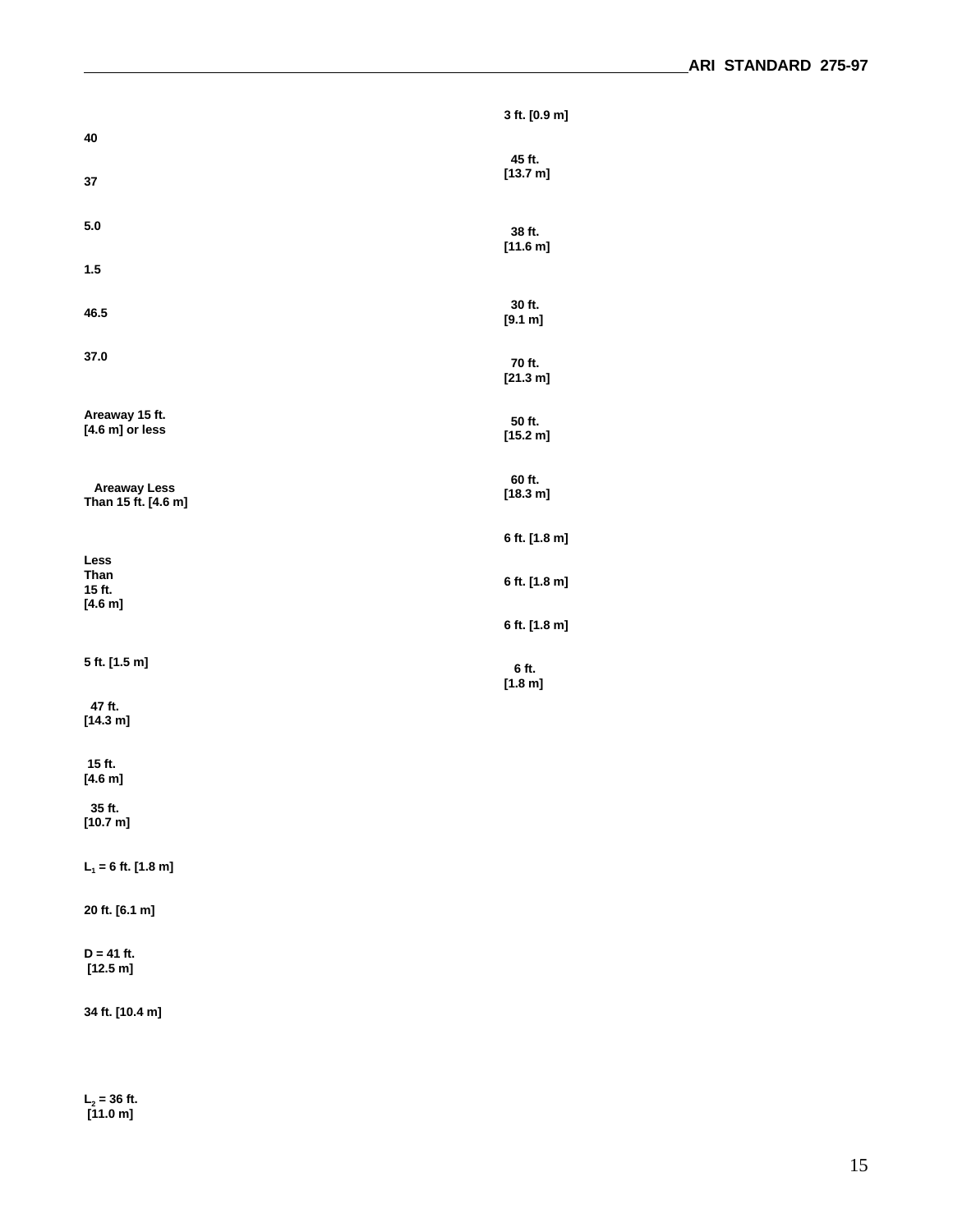40

37

5.0

1.5

46.5

37.0

Areaway 15 ft.
[4.6 m] or less

Areaway Less
Than 15 ft. [4.6 m]

Less
Than
15 ft.
[4.6 m]

5 ft. [1.5 m]

47 ft.
[14.3 m]

15 ft.
[4.6 m]

35 ft.
[10.7 m]

$L_1$ = 6 ft. [1.8 m]

20 ft. [6.1 m]

D = 41 ft.
[12.5 m]

34 ft. [10.4 m]

$L_2$ = 36 ft.
[11.0 m]

3 ft. [0.9 m]

45 ft.
[13.7 m]

38 ft.
[11.6 m]

30 ft.
[9.1 m]

70 ft.
[21.3 m]

50 ft.
[15.2 m]

60 ft.
[18.3 m]

6 ft. [1.8 m]

6 ft. [1.8 m]

6 ft. [1.8 m]

6 ft.
[1.8 m]